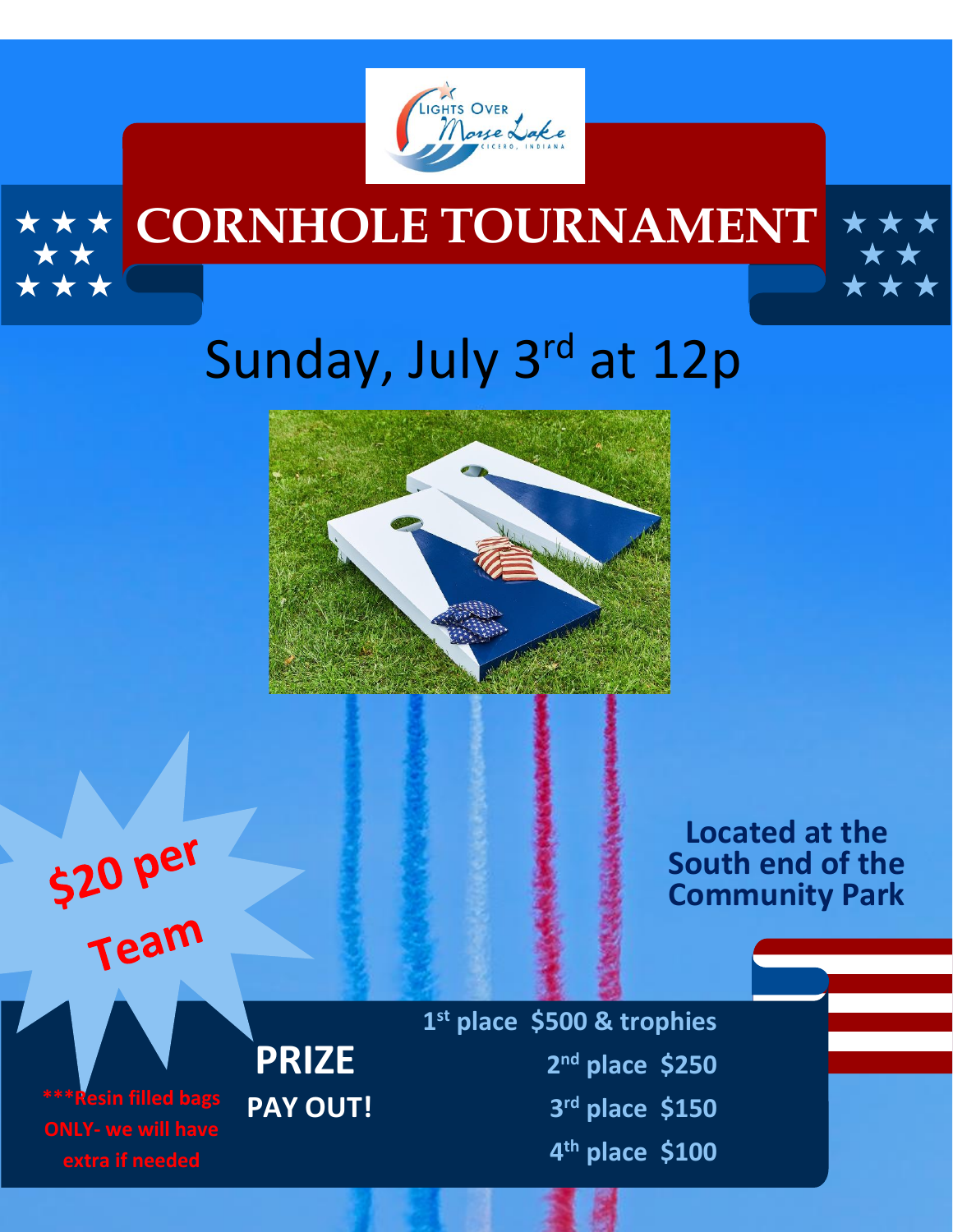Lights Over Morse Lake
Cicero, Indiana

# CORNHOLE TOURNAMENT

## Sunday, July 3rd at 12p

**$20 per Team**

**Located at the South end of the Community Park**

**PRIZE PAY OUT!**

- **1st place $500 & trophies**
- **2nd place $250**
- **3rd place $150**
- **4th place $100**

**\*\*\*Resin filled bags ONLY- we will have extra if needed**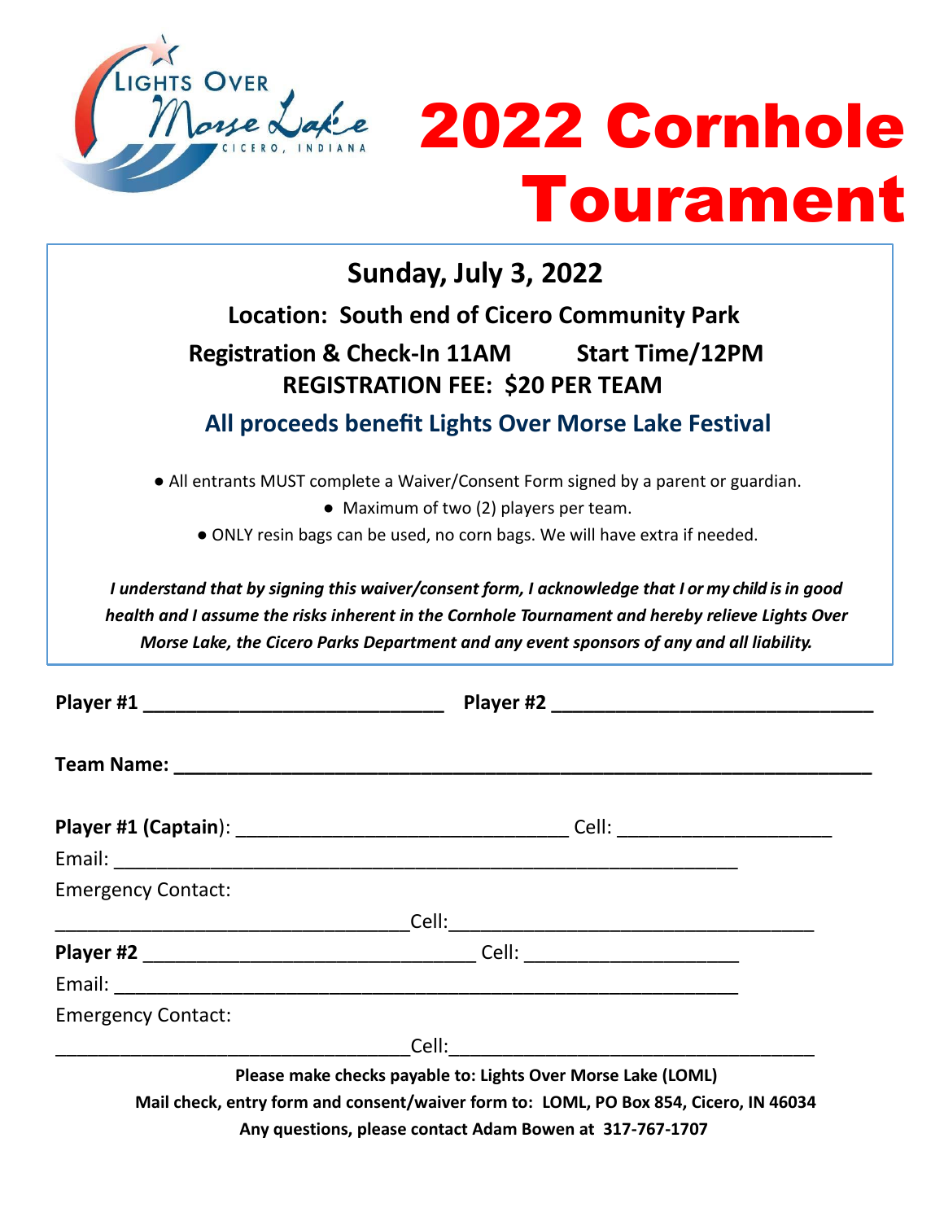Lights Over Morse Lake
CICERO, INDIANA

# 2022 Cornhole Tourament

## Sunday, July 3, 2022

**Location: South end of Cicero Community Park**

**Registration & Check-In 11AM** **Start Time/12PM**

**REGISTRATION FEE: $20 PER TEAM**

**All proceeds benefit Lights Over Morse Lake Festival**

- All entrants MUST complete a Waiver/Consent Form signed by a parent or guardian.
- Maximum of two (2) players per team.
- ONLY resin bags can be used, no corn bags. We will have extra if needed.

***I understand that by signing this waiver/consent form, I acknowledge that I or my child is in good health and I assume the risks inherent in the Cornhole Tournament and hereby relieve Lights Over Morse Lake, the Cicero Parks Department and any event sponsors of any and all liability.***

**Player #1** ____________________________ **Player #2** ______________________________

**Team Name:** ___________________________________________________________________

**Player #1 (Captain)**: _______________________________ Cell: ____________________

Email: ___________________________________________________________

Emergency Contact:

_________________________________Cell:__________________________________

**Player #2** _______________________________ Cell: ____________________

Email: ___________________________________________________________

Emergency Contact:

_________________________________Cell:__________________________________

**Please make checks payable to: Lights Over Morse Lake (LOML)**

**Mail check, entry form and consent/waiver form to: LOML, PO Box 854, Cicero, IN 46034**

**Any questions, please contact Adam Bowen at 317-767-1707**